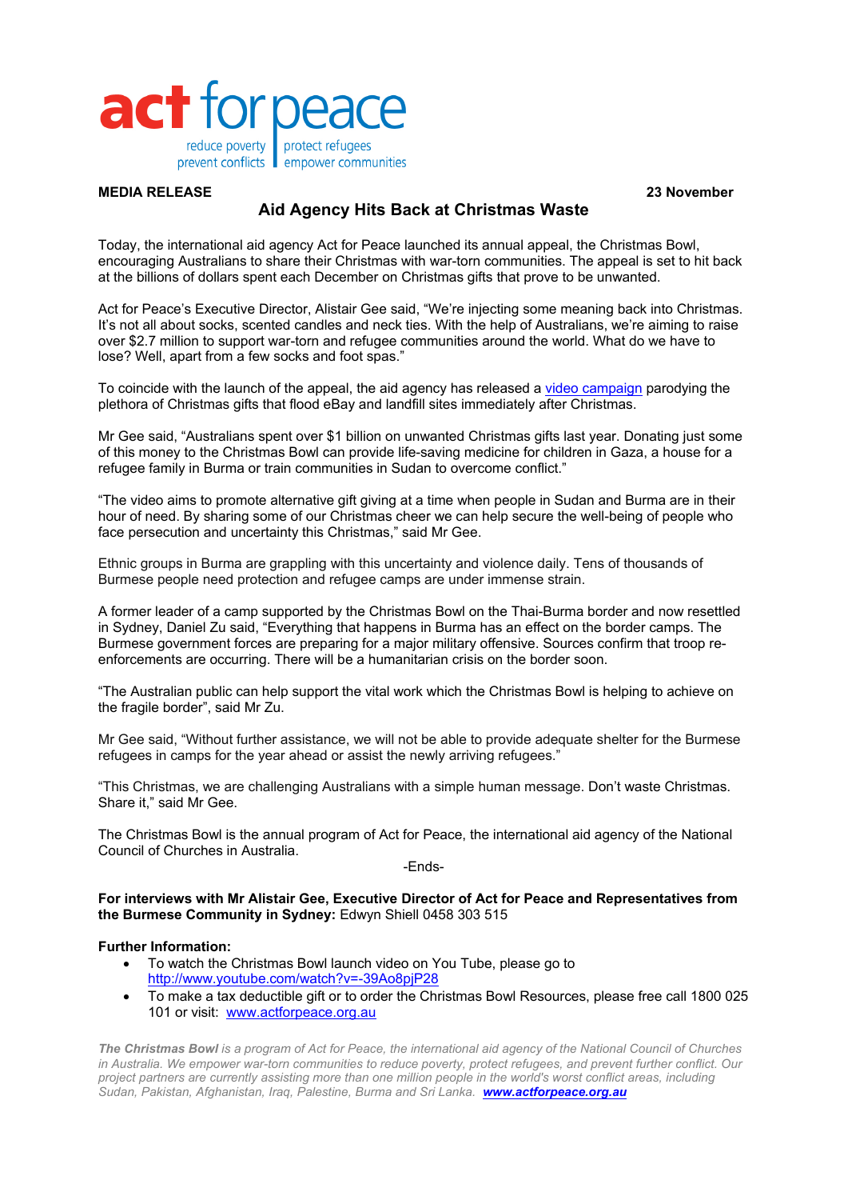**act for peace**

reduce poverty | protect refugees
prevent conflicts | empower communities

**MEDIA RELEASE** **23 November**

## Aid Agency Hits Back at Christmas Waste

Today, the international aid agency Act for Peace launched its annual appeal, the Christmas Bowl, encouraging Australians to share their Christmas with war-torn communities. The appeal is set to hit back at the billions of dollars spent each December on Christmas gifts that prove to be unwanted.

Act for Peace's Executive Director, Alistair Gee said, "We're injecting some meaning back into Christmas. It's not all about socks, scented candles and neck ties. With the help of Australians, we're aiming to raise over $2.7 million to support war-torn and refugee communities around the world. What do we have to lose? Well, apart from a few socks and foot spas."

To coincide with the launch of the appeal, the aid agency has released a video campaign parodying the plethora of Christmas gifts that flood eBay and landfill sites immediately after Christmas.

Mr Gee said, "Australians spent over $1 billion on unwanted Christmas gifts last year. Donating just some of this money to the Christmas Bowl can provide life-saving medicine for children in Gaza, a house for a refugee family in Burma or train communities in Sudan to overcome conflict."

"The video aims to promote alternative gift giving at a time when people in Sudan and Burma are in their hour of need. By sharing some of our Christmas cheer we can help secure the well-being of people who face persecution and uncertainty this Christmas," said Mr Gee.

Ethnic groups in Burma are grappling with this uncertainty and violence daily. Tens of thousands of Burmese people need protection and refugee camps are under immense strain.

A former leader of a camp supported by the Christmas Bowl on the Thai-Burma border and now resettled in Sydney, Daniel Zu said, "Everything that happens in Burma has an effect on the border camps. The Burmese government forces are preparing for a major military offensive. Sources confirm that troop re-enforcements are occurring. There will be a humanitarian crisis on the border soon.

"The Australian public can help support the vital work which the Christmas Bowl is helping to achieve on the fragile border", said Mr Zu.

Mr Gee said, "Without further assistance, we will not be able to provide adequate shelter for the Burmese refugees in camps for the year ahead or assist the newly arriving refugees."

"This Christmas, we are challenging Australians with a simple human message. Don't waste Christmas. Share it," said Mr Gee.

The Christmas Bowl is the annual program of Act for Peace, the international aid agency of the National Council of Churches in Australia.

-Ends-

**For interviews with Mr Alistair Gee, Executive Director of Act for Peace and Representatives from the Burmese Community in Sydney:** Edwyn Shiell 0458 303 515

**Further Information:**

- To watch the Christmas Bowl launch video on You Tube, please go to http://www.youtube.com/watch?v=-39Ao8pjP28
- To make a tax deductible gift or to order the Christmas Bowl Resources, please free call 1800 025 101 or visit: www.actforpeace.org.au

*__The Christmas Bowl__ is a program of Act for Peace, the international aid agency of the National Council of Churches in Australia. We empower war-torn communities to reduce poverty, protect refugees, and prevent further conflict. Our project partners are currently assisting more than one million people in the world's worst conflict areas, including Sudan, Pakistan, Afghanistan, Iraq, Palestine, Burma and Sri Lanka.* ***www.actforpeace.org.au***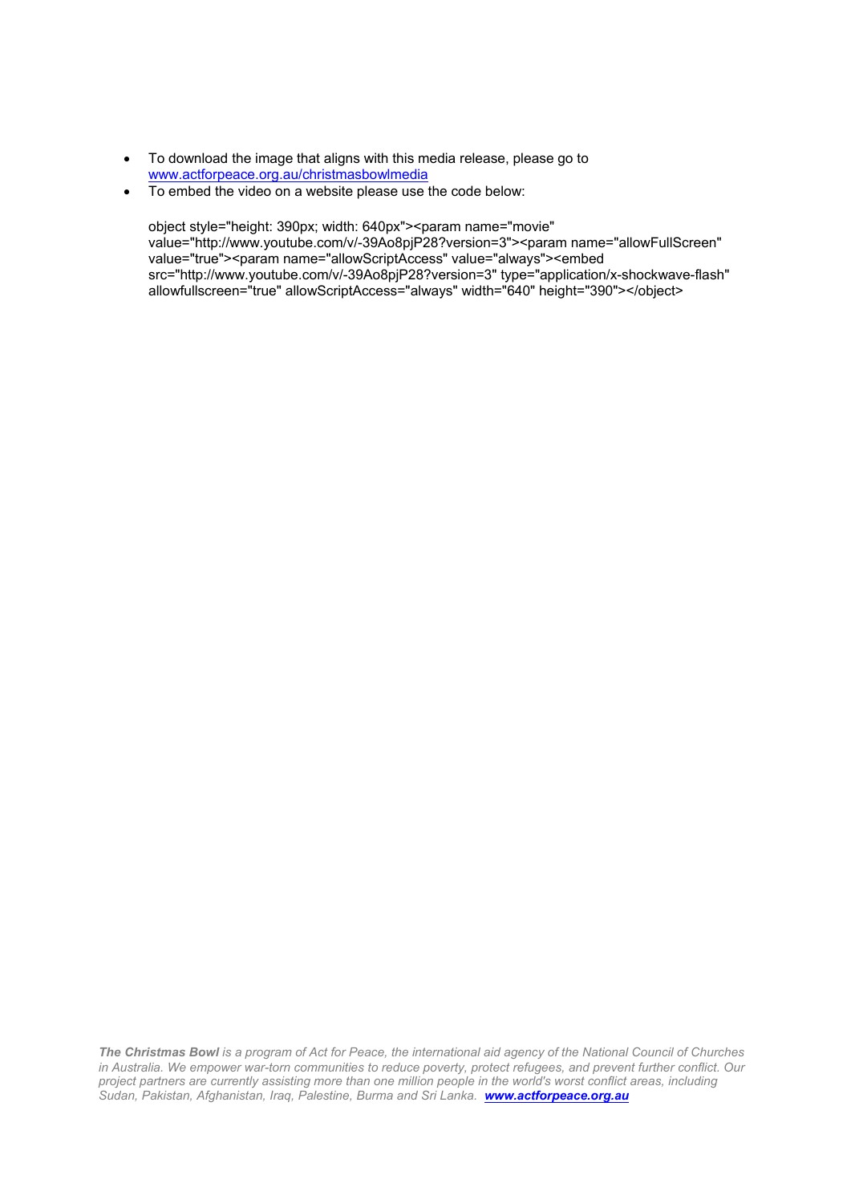- To download the image that aligns with this media release, please go to [www.actforpeace.org.au/christmasbowlmedia](http://www.actforpeace.org.au/christmasbowlmedia)
- To embed the video on a website please use the code below:

```
object style="height: 390px; width: 640px"><param name="movie" value="http://www.youtube.com/v/-39Ao8pjP28?version=3"><param name="allowFullScreen" value="true"><param name="allowScriptAccess" value="always"><embed src="http://www.youtube.com/v/-39Ao8pjP28?version=3" type="application/x-shockwave-flash" allowfullscreen="true" allowScriptAccess="always" width="640" height="390"></object>
```

***The Christmas Bowl** is a program of Act for Peace, the international aid agency of the National Council of Churches in Australia. We empower war-torn communities to reduce poverty, protect refugees, and prevent further conflict. Our project partners are currently assisting more than one million people in the world's worst conflict areas, including Sudan, Pakistan, Afghanistan, Iraq, Palestine, Burma and Sri Lanka.* ***[www.actforpeace.org.au](http://www.actforpeace.org.au)***